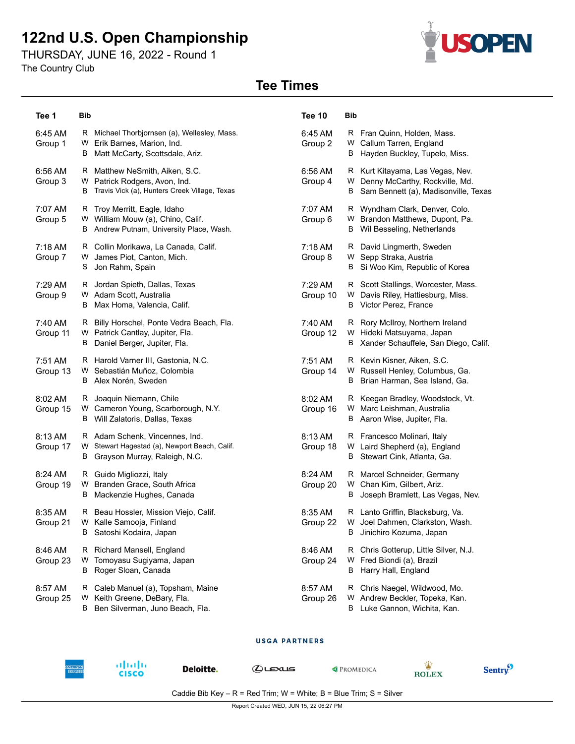# 122nd U.S. Open Championship

THURSDAY, JUNE 16, 2022 - Round 1

The Country Club

## Tee Times

| Tee 1 | Bib | | Tee 10 | Bib | |
|---|---|---|---|---|---|
| 6:45 AM Group 1 | R | Michael Thorbjornsen (a), Wellesley, Mass. | 6:45 AM Group 2 | R | Fran Quinn, Holden, Mass. |
| | W | Erik Barnes, Marion, Ind. | | W | Callum Tarren, England |
| | B | Matt McCarty, Scottsdale, Ariz. | | B | Hayden Buckley, Tupelo, Miss. |
| 6:56 AM Group 3 | R | Matthew NeSmith, Aiken, S.C. | 6:56 AM Group 4 | R | Kurt Kitayama, Las Vegas, Nev. |
| | W | Patrick Rodgers, Avon, Ind. | | W | Denny McCarthy, Rockville, Md. |
| | B | Travis Vick (a), Hunters Creek Village, Texas | | B | Sam Bennett (a), Madisonville, Texas |
| 7:07 AM Group 5 | R | Troy Merritt, Eagle, Idaho | 7:07 AM Group 6 | R | Wyndham Clark, Denver, Colo. |
| | W | William Mouw (a), Chino, Calif. | | W | Brandon Matthews, Dupont, Pa. |
| | B | Andrew Putnam, University Place, Wash. | | B | Wil Besseling, Netherlands |
| 7:18 AM Group 7 | R | Collin Morikawa, La Canada, Calif. | 7:18 AM Group 8 | R | David Lingmerth, Sweden |
| | W | James Piot, Canton, Mich. | | W | Sepp Straka, Austria |
| | S | Jon Rahm, Spain | | B | Si Woo Kim, Republic of Korea |
| 7:29 AM Group 9 | R | Jordan Spieth, Dallas, Texas | 7:29 AM Group 10 | R | Scott Stallings, Worcester, Mass. |
| | W | Adam Scott, Australia | | W | Davis Riley, Hattiesburg, Miss. |
| | B | Max Homa, Valencia, Calif. | | B | Victor Perez, France |
| 7:40 AM Group 11 | R | Billy Horschel, Ponte Vedra Beach, Fla. | 7:40 AM Group 12 | R | Rory McIlroy, Northern Ireland |
| | W | Patrick Cantlay, Jupiter, Fla. | | W | Hideki Matsuyama, Japan |
| | B | Daniel Berger, Jupiter, Fla. | | B | Xander Schauffele, San Diego, Calif. |
| 7:51 AM Group 13 | R | Harold Varner III, Gastonia, N.C. | 7:51 AM Group 14 | R | Kevin Kisner, Aiken, S.C. |
| | W | Sebastián Muñoz, Colombia | | W | Russell Henley, Columbus, Ga. |
| | B | Alex Norén, Sweden | | B | Brian Harman, Sea Island, Ga. |
| 8:02 AM Group 15 | R | Joaquin Niemann, Chile | 8:02 AM Group 16 | R | Keegan Bradley, Woodstock, Vt. |
| | W | Cameron Young, Scarborough, N.Y. | | W | Marc Leishman, Australia |
| | B | Will Zalatoris, Dallas, Texas | | B | Aaron Wise, Jupiter, Fla. |
| 8:13 AM Group 17 | R | Adam Schenk, Vincennes, Ind. | 8:13 AM Group 18 | R | Francesco Molinari, Italy |
| | W | Stewart Hagestad (a), Newport Beach, Calif. | | W | Laird Shepherd (a), England |
| | B | Grayson Murray, Raleigh, N.C. | | B | Stewart Cink, Atlanta, Ga. |
| 8:24 AM Group 19 | R | Guido Migliozzi, Italy | 8:24 AM Group 20 | R | Marcel Schneider, Germany |
| | W | Branden Grace, South Africa | | W | Chan Kim, Gilbert, Ariz. |
| | B | Mackenzie Hughes, Canada | | B | Joseph Bramlett, Las Vegas, Nev. |
| 8:35 AM Group 21 | R | Beau Hossler, Mission Viejo, Calif. | 8:35 AM Group 22 | R | Lanto Griffin, Blacksburg, Va. |
| | W | Kalle Samooja, Finland | | W | Joel Dahmen, Clarkston, Wash. |
| | B | Satoshi Kodaira, Japan | | B | Jinichiro Kozuma, Japan |
| 8:46 AM Group 23 | R | Richard Mansell, England | 8:46 AM Group 24 | R | Chris Gotterup, Little Silver, N.J. |
| | W | Tomoyasu Sugiyama, Japan | | W | Fred Biondi (a), Brazil |
| | B | Roger Sloan, Canada | | B | Harry Hall, England |
| 8:57 AM Group 25 | R | Caleb Manuel (a), Topsham, Maine | 8:57 AM Group 26 | R | Chris Naegel, Wildwood, Mo. |
| | W | Keith Greene, DeBary, Fla. | | W | Andrew Beckler, Topeka, Kan. |
| | B | Ben Silverman, Juno Beach, Fla. | | B | Luke Gannon, Wichita, Kan. |

USGA PARTNERS

Caddie Bib Key – R = Red Trim; W = White; B = Blue Trim; S = Silver

Report Created WED, JUN 15, 22 06:27 PM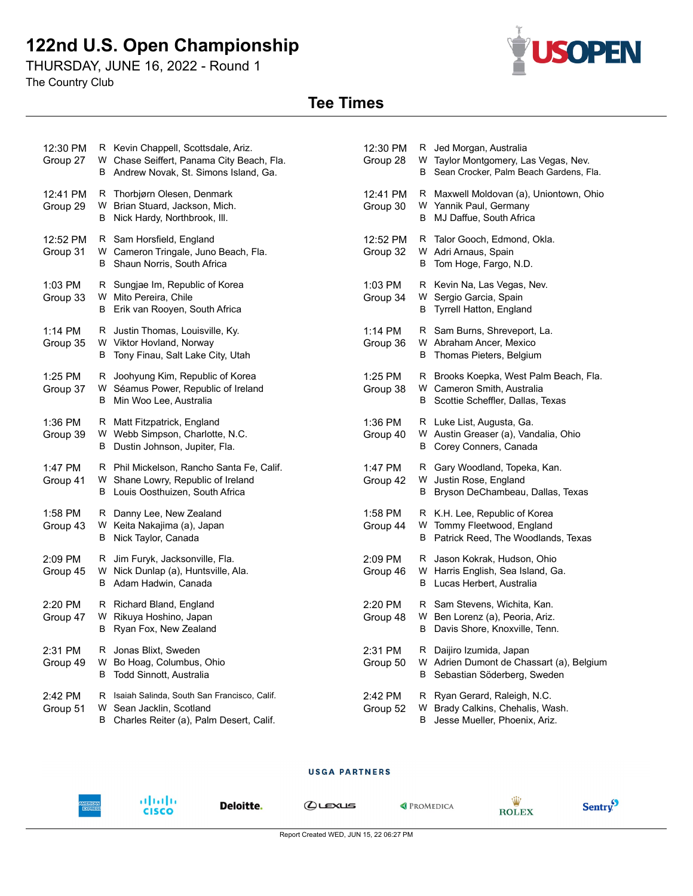# 122nd U.S. Open Championship

THURSDAY, JUNE 16, 2022 - Round 1

The Country Club

## Tee Times

| Time | Group | | Player |
|---|---|---|---|
| 12:30 PM | Group 27 | R | Kevin Chappell, Scottsdale, Ariz. |
| | | W | Chase Seiffert, Panama City Beach, Fla. |
| | | B | Andrew Novak, St. Simons Island, Ga. |
| 12:41 PM | Group 29 | R | Thorbjørn Olesen, Denmark |
| | | W | Brian Stuard, Jackson, Mich. |
| | | B | Nick Hardy, Northbrook, Ill. |
| 12:52 PM | Group 31 | R | Sam Horsfield, England |
| | | W | Cameron Tringale, Juno Beach, Fla. |
| | | B | Shaun Norris, South Africa |
| 1:03 PM | Group 33 | R | Sungjae Im, Republic of Korea |
| | | W | Mito Pereira, Chile |
| | | B | Erik van Rooyen, South Africa |
| 1:14 PM | Group 35 | R | Justin Thomas, Louisville, Ky. |
| | | W | Viktor Hovland, Norway |
| | | B | Tony Finau, Salt Lake City, Utah |
| 1:25 PM | Group 37 | R | Joohyung Kim, Republic of Korea |
| | | W | Séamus Power, Republic of Ireland |
| | | B | Min Woo Lee, Australia |
| 1:36 PM | Group 39 | R | Matt Fitzpatrick, England |
| | | W | Webb Simpson, Charlotte, N.C. |
| | | B | Dustin Johnson, Jupiter, Fla. |
| 1:47 PM | Group 41 | R | Phil Mickelson, Rancho Santa Fe, Calif. |
| | | W | Shane Lowry, Republic of Ireland |
| | | B | Louis Oosthuizen, South Africa |
| 1:58 PM | Group 43 | R | Danny Lee, New Zealand |
| | | W | Keita Nakajima (a), Japan |
| | | B | Nick Taylor, Canada |
| 2:09 PM | Group 45 | R | Jim Furyk, Jacksonville, Fla. |
| | | W | Nick Dunlap (a), Huntsville, Ala. |
| | | B | Adam Hadwin, Canada |
| 2:20 PM | Group 47 | R | Richard Bland, England |
| | | W | Rikuya Hoshino, Japan |
| | | B | Ryan Fox, New Zealand |
| 2:31 PM | Group 49 | R | Jonas Blixt, Sweden |
| | | W | Bo Hoag, Columbus, Ohio |
| | | B | Todd Sinnott, Australia |
| 2:42 PM | Group 51 | R | Isaiah Salinda, South San Francisco, Calif. |
| | | W | Sean Jacklin, Scotland |
| | | B | Charles Reiter (a), Palm Desert, Calif. |
| 12:30 PM | Group 28 | R | Jed Morgan, Australia |
| | | W | Taylor Montgomery, Las Vegas, Nev. |
| | | B | Sean Crocker, Palm Beach Gardens, Fla. |
| 12:41 PM | Group 30 | R | Maxwell Moldovan (a), Uniontown, Ohio |
| | | W | Yannik Paul, Germany |
| | | B | MJ Daffue, South Africa |
| 12:52 PM | Group 32 | R | Talor Gooch, Edmond, Okla. |
| | | W | Adri Arnaus, Spain |
| | | B | Tom Hoge, Fargo, N.D. |
| 1:03 PM | Group 34 | R | Kevin Na, Las Vegas, Nev. |
| | | W | Sergio Garcia, Spain |
| | | B | Tyrrell Hatton, England |
| 1:14 PM | Group 36 | R | Sam Burns, Shreveport, La. |
| | | W | Abraham Ancer, Mexico |
| | | B | Thomas Pieters, Belgium |
| 1:25 PM | Group 38 | R | Brooks Koepka, West Palm Beach, Fla. |
| | | W | Cameron Smith, Australia |
| | | B | Scottie Scheffler, Dallas, Texas |
| 1:36 PM | Group 40 | R | Luke List, Augusta, Ga. |
| | | W | Austin Greaser (a), Vandalia, Ohio |
| | | B | Corey Conners, Canada |
| 1:47 PM | Group 42 | R | Gary Woodland, Topeka, Kan. |
| | | W | Justin Rose, England |
| | | B | Bryson DeChambeau, Dallas, Texas |
| 1:58 PM | Group 44 | R | K.H. Lee, Republic of Korea |
| | | W | Tommy Fleetwood, England |
| | | B | Patrick Reed, The Woodlands, Texas |
| 2:09 PM | Group 46 | R | Jason Kokrak, Hudson, Ohio |
| | | W | Harris English, Sea Island, Ga. |
| | | B | Lucas Herbert, Australia |
| 2:20 PM | Group 48 | R | Sam Stevens, Wichita, Kan. |
| | | W | Ben Lorenz (a), Peoria, Ariz. |
| | | B | Davis Shore, Knoxville, Tenn. |
| 2:31 PM | Group 50 | R | Daijiro Izumida, Japan |
| | | W | Adrien Dumont de Chassart (a), Belgium |
| | | B | Sebastian Söderberg, Sweden |
| 2:42 PM | Group 52 | R | Ryan Gerard, Raleigh, N.C. |
| | | W | Brady Calkins, Chehalis, Wash. |
| | | B | Jesse Mueller, Phoenix, Ariz. |

USGA PARTNERS

Report Created WED, JUN 15, 22 06:27 PM